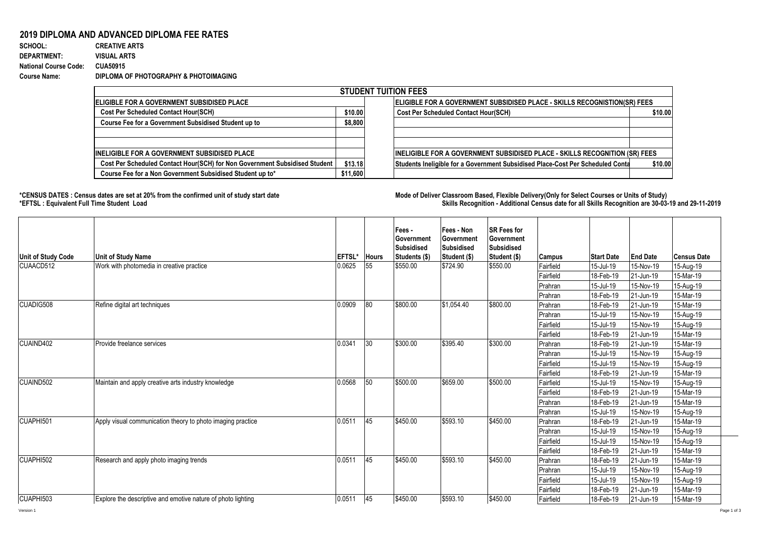# 2019 DIPLOMA AND ADVANCED DIPLOMA FEE RATES

**SCHOOL:** CREATIVE ARTS
**DEPARTMENT:** VISUAL ARTS
**National Course Code:** CUA50915
**Course Name:** DIPLOMA OF PHOTOGRAPHY & PHOTOIMAGING

| STUDENT TUITION FEES | | | |
|---|---|---|---|
| **ELIGIBLE FOR A GOVERNMENT SUBSIDISED PLACE** | | **ELIGIBLE FOR A GOVERNMENT SUBSIDISED PLACE - SKILLS RECOGNISTION(SR) FEES** | |
| Cost Per Scheduled Contact Hour(SCH) | $10.00 | Cost Per Scheduled Contact Hour(SCH) | $10.00 |
| Course Fee for a Government Subsidised Student up to | $8,800 | | |
| | | | |
| | | | |
| **INELIGIBLE FOR A GOVERNMENT SUBSIDISED PLACE** | | **INELIGIBLE FOR A GOVERNMENT SUBSIDISED PLACE - SKILLS RECOGNITION (SR) FEES** | |
| Cost Per Scheduled Contact Hour(SCH) for Non Government Subsidised Student | $13.18 | Students Ineligible for a Government Subsidised Place-Cost Per Scheduled Conta | $10.00 |
| Course Fee for a Non Government Subsidised Student up to* | $11,600 | | |

**\*CENSUS DATES : Census dates are set at 20% from the confirmed unit of study start date**
**\*EFTSL : Equivalent Full Time Student Load**

**Mode of Deliver Classroom Based, Flexible Delivery(Only for Select Courses or Units of Study)**
**Skills Recognition - Additional Census date for all Skills Recognition are 30-03-19 and 29-11-2019**

| Unit of Study Code | Unit of Study Name | EFTSL* | Hours | Fees - Government Subsidised Students ($) | Fees - Non Government Subsidised Student ($) | SR Fees for Government Subsidised Student ($) | Campus | Start Date | End Date | Census Date |
|---|---|---|---|---|---|---|---|---|---|---|
| CUAACD512 | Work with photomedia in creative practice | 0.0625 | 55 | $550.00 | $724.90 | $550.00 | Fairfield | 15-Jul-19 | 15-Nov-19 | 15-Aug-19 |
| | | | | | | | Fairfield | 18-Feb-19 | 21-Jun-19 | 15-Mar-19 |
| | | | | | | | Prahran | 15-Jul-19 | 15-Nov-19 | 15-Aug-19 |
| | | | | | | | Prahran | 18-Feb-19 | 21-Jun-19 | 15-Mar-19 |
| CUADIG508 | Refine digital art techniques | 0.0909 | 80 | $800.00 | $1,054.40 | $800.00 | Prahran | 18-Feb-19 | 21-Jun-19 | 15-Mar-19 |
| | | | | | | | Prahran | 15-Jul-19 | 15-Nov-19 | 15-Aug-19 |
| | | | | | | | Fairfield | 15-Jul-19 | 15-Nov-19 | 15-Aug-19 |
| | | | | | | | Fairfield | 18-Feb-19 | 21-Jun-19 | 15-Mar-19 |
| CUAIND402 | Provide freelance services | 0.0341 | 30 | $300.00 | $395.40 | $300.00 | Prahran | 18-Feb-19 | 21-Jun-19 | 15-Mar-19 |
| | | | | | | | Prahran | 15-Jul-19 | 15-Nov-19 | 15-Aug-19 |
| | | | | | | | Fairfield | 15-Jul-19 | 15-Nov-19 | 15-Aug-19 |
| | | | | | | | Fairfield | 18-Feb-19 | 21-Jun-19 | 15-Mar-19 |
| CUAIND502 | Maintain and apply creative arts industry knowledge | 0.0568 | 50 | $500.00 | $659.00 | $500.00 | Fairfield | 15-Jul-19 | 15-Nov-19 | 15-Aug-19 |
| | | | | | | | Fairfield | 18-Feb-19 | 21-Jun-19 | 15-Mar-19 |
| | | | | | | | Prahran | 18-Feb-19 | 21-Jun-19 | 15-Mar-19 |
| | | | | | | | Prahran | 15-Jul-19 | 15-Nov-19 | 15-Aug-19 |
| CUAPHI501 | Apply visual communication theory to photo imaging practice | 0.0511 | 45 | $450.00 | $593.10 | $450.00 | Prahran | 18-Feb-19 | 21-Jun-19 | 15-Mar-19 |
| | | | | | | | Prahran | 15-Jul-19 | 15-Nov-19 | 15-Aug-19 |
| | | | | | | | Fairfield | 15-Jul-19 | 15-Nov-19 | 15-Aug-19 |
| | | | | | | | Fairfield | 18-Feb-19 | 21-Jun-19 | 15-Mar-19 |
| CUAPHI502 | Research and apply photo imaging trends | 0.0511 | 45 | $450.00 | $593.10 | $450.00 | Prahran | 18-Feb-19 | 21-Jun-19 | 15-Mar-19 |
| | | | | | | | Prahran | 15-Jul-19 | 15-Nov-19 | 15-Aug-19 |
| | | | | | | | Fairfield | 15-Jul-19 | 15-Nov-19 | 15-Aug-19 |
| | | | | | | | Fairfield | 18-Feb-19 | 21-Jun-19 | 15-Mar-19 |
| CUAPHI503 | Explore the descriptive and emotive nature of photo lighting | 0.0511 | 45 | $450.00 | $593.10 | $450.00 | Fairfield | 18-Feb-19 | 21-Jun-19 | 15-Mar-19 |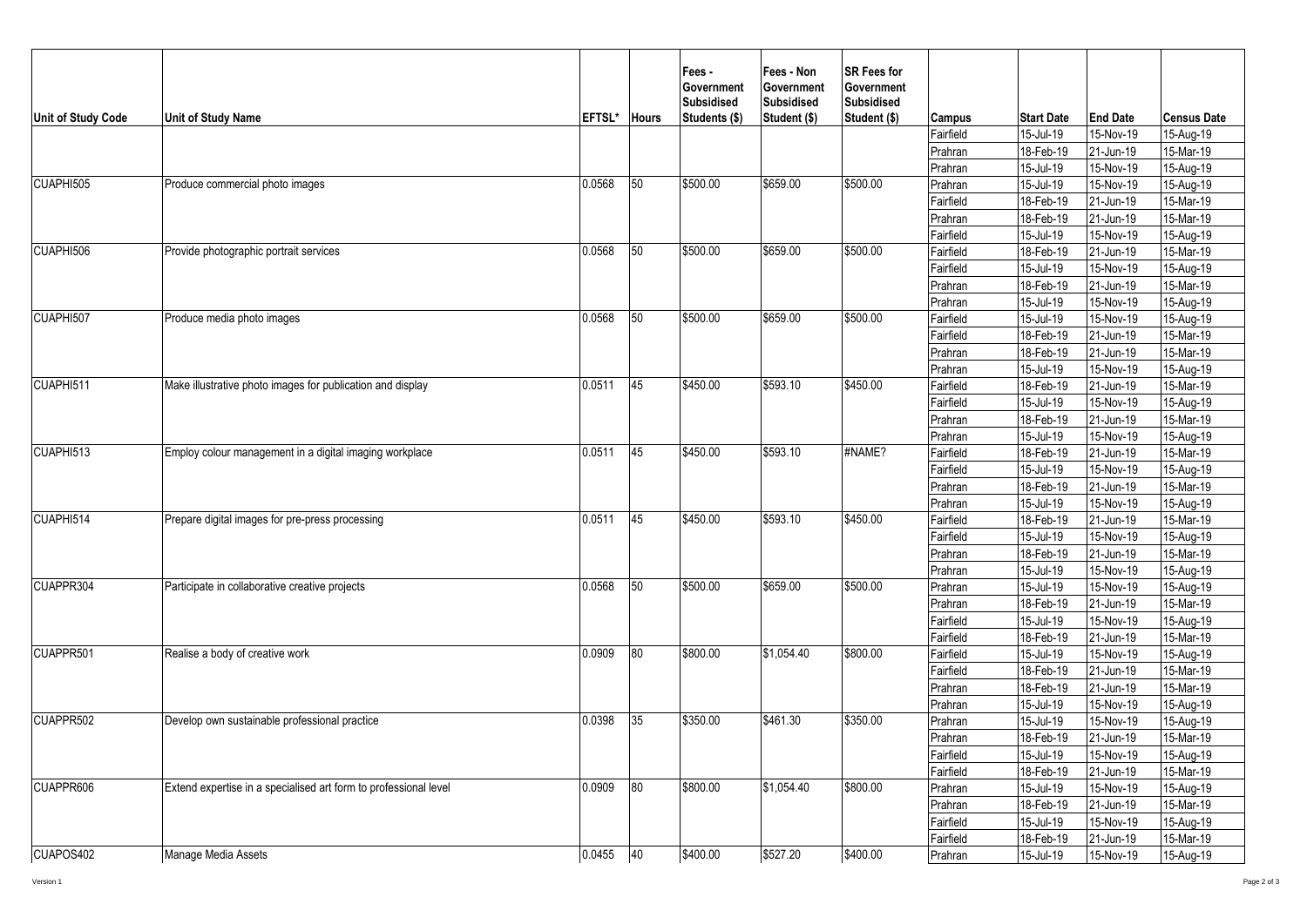| Unit of Study Code | Unit of Study Name | EFTSL* | Hours | Fees - Government Subsidised Students ($) | Fees - Non Government Subsidised Student ($) | SR Fees for Government Subsidised Student ($) | Campus | Start Date | End Date | Census Date |
|---|---|---|---|---|---|---|---|---|---|---|
| | | | | | | | Fairfield | 15-Jul-19 | 15-Nov-19 | 15-Aug-19 |
| | | | | | | | Prahran | 18-Feb-19 | 21-Jun-19 | 15-Mar-19 |
| | | | | | | | Prahran | 15-Jul-19 | 15-Nov-19 | 15-Aug-19 |
| CUAPHI505 | Produce commercial photo images | 0.0568 | 50 | $500.00 | $659.00 | $500.00 | Prahran | 15-Jul-19 | 15-Nov-19 | 15-Aug-19 |
| | | | | | | | Fairfield | 18-Feb-19 | 21-Jun-19 | 15-Mar-19 |
| | | | | | | | Prahran | 18-Feb-19 | 21-Jun-19 | 15-Mar-19 |
| | | | | | | | Fairfield | 15-Jul-19 | 15-Nov-19 | 15-Aug-19 |
| CUAPHI506 | Provide photographic portrait services | 0.0568 | 50 | $500.00 | $659.00 | $500.00 | Fairfield | 18-Feb-19 | 21-Jun-19 | 15-Mar-19 |
| | | | | | | | Fairfield | 15-Jul-19 | 15-Nov-19 | 15-Aug-19 |
| | | | | | | | Prahran | 18-Feb-19 | 21-Jun-19 | 15-Mar-19 |
| | | | | | | | Prahran | 15-Jul-19 | 15-Nov-19 | 15-Aug-19 |
| CUAPHI507 | Produce media photo images | 0.0568 | 50 | $500.00 | $659.00 | $500.00 | Fairfield | 15-Jul-19 | 15-Nov-19 | 15-Aug-19 |
| | | | | | | | Fairfield | 18-Feb-19 | 21-Jun-19 | 15-Mar-19 |
| | | | | | | | Prahran | 18-Feb-19 | 21-Jun-19 | 15-Mar-19 |
| | | | | | | | Prahran | 15-Jul-19 | 15-Nov-19 | 15-Aug-19 |
| CUAPHI511 | Make illustrative photo images for publication and display | 0.0511 | 45 | $450.00 | $593.10 | $450.00 | Fairfield | 18-Feb-19 | 21-Jun-19 | 15-Mar-19 |
| | | | | | | | Fairfield | 15-Jul-19 | 15-Nov-19 | 15-Aug-19 |
| | | | | | | | Prahran | 18-Feb-19 | 21-Jun-19 | 15-Mar-19 |
| | | | | | | | Prahran | 15-Jul-19 | 15-Nov-19 | 15-Aug-19 |
| CUAPHI513 | Employ colour management in a digital imaging workplace | 0.0511 | 45 | $450.00 | $593.10 | #NAME? | Fairfield | 18-Feb-19 | 21-Jun-19 | 15-Mar-19 |
| | | | | | | | Fairfield | 15-Jul-19 | 15-Nov-19 | 15-Aug-19 |
| | | | | | | | Prahran | 18-Feb-19 | 21-Jun-19 | 15-Mar-19 |
| | | | | | | | Prahran | 15-Jul-19 | 15-Nov-19 | 15-Aug-19 |
| CUAPHI514 | Prepare digital images for pre-press processing | 0.0511 | 45 | $450.00 | $593.10 | $450.00 | Fairfield | 18-Feb-19 | 21-Jun-19 | 15-Mar-19 |
| | | | | | | | Fairfield | 15-Jul-19 | 15-Nov-19 | 15-Aug-19 |
| | | | | | | | Prahran | 18-Feb-19 | 21-Jun-19 | 15-Mar-19 |
| | | | | | | | Prahran | 15-Jul-19 | 15-Nov-19 | 15-Aug-19 |
| CUAPPR304 | Participate in collaborative creative projects | 0.0568 | 50 | $500.00 | $659.00 | $500.00 | Prahran | 15-Jul-19 | 15-Nov-19 | 15-Aug-19 |
| | | | | | | | Prahran | 18-Feb-19 | 21-Jun-19 | 15-Mar-19 |
| | | | | | | | Fairfield | 15-Jul-19 | 15-Nov-19 | 15-Aug-19 |
| | | | | | | | Fairfield | 18-Feb-19 | 21-Jun-19 | 15-Mar-19 |
| CUAPPR501 | Realise a body of creative work | 0.0909 | 80 | $800.00 | $1,054.40 | $800.00 | Fairfield | 15-Jul-19 | 15-Nov-19 | 15-Aug-19 |
| | | | | | | | Fairfield | 18-Feb-19 | 21-Jun-19 | 15-Mar-19 |
| | | | | | | | Prahran | 18-Feb-19 | 21-Jun-19 | 15-Mar-19 |
| | | | | | | | Prahran | 15-Jul-19 | 15-Nov-19 | 15-Aug-19 |
| CUAPPR502 | Develop own sustainable professional practice | 0.0398 | 35 | $350.00 | $461.30 | $350.00 | Prahran | 15-Jul-19 | 15-Nov-19 | 15-Aug-19 |
| | | | | | | | Prahran | 18-Feb-19 | 21-Jun-19 | 15-Mar-19 |
| | | | | | | | Fairfield | 15-Jul-19 | 15-Nov-19 | 15-Aug-19 |
| | | | | | | | Fairfield | 18-Feb-19 | 21-Jun-19 | 15-Mar-19 |
| CUAPPR606 | Extend expertise in a specialised art form to professional level | 0.0909 | 80 | $800.00 | $1,054.40 | $800.00 | Prahran | 15-Jul-19 | 15-Nov-19 | 15-Aug-19 |
| | | | | | | | Prahran | 18-Feb-19 | 21-Jun-19 | 15-Mar-19 |
| | | | | | | | Fairfield | 15-Jul-19 | 15-Nov-19 | 15-Aug-19 |
| | | | | | | | Fairfield | 18-Feb-19 | 21-Jun-19 | 15-Mar-19 |
| CUAPOS402 | Manage Media Assets | 0.0455 | 40 | $400.00 | $527.20 | $400.00 | Prahran | 15-Jul-19 | 15-Nov-19 | 15-Aug-19 |

Version 1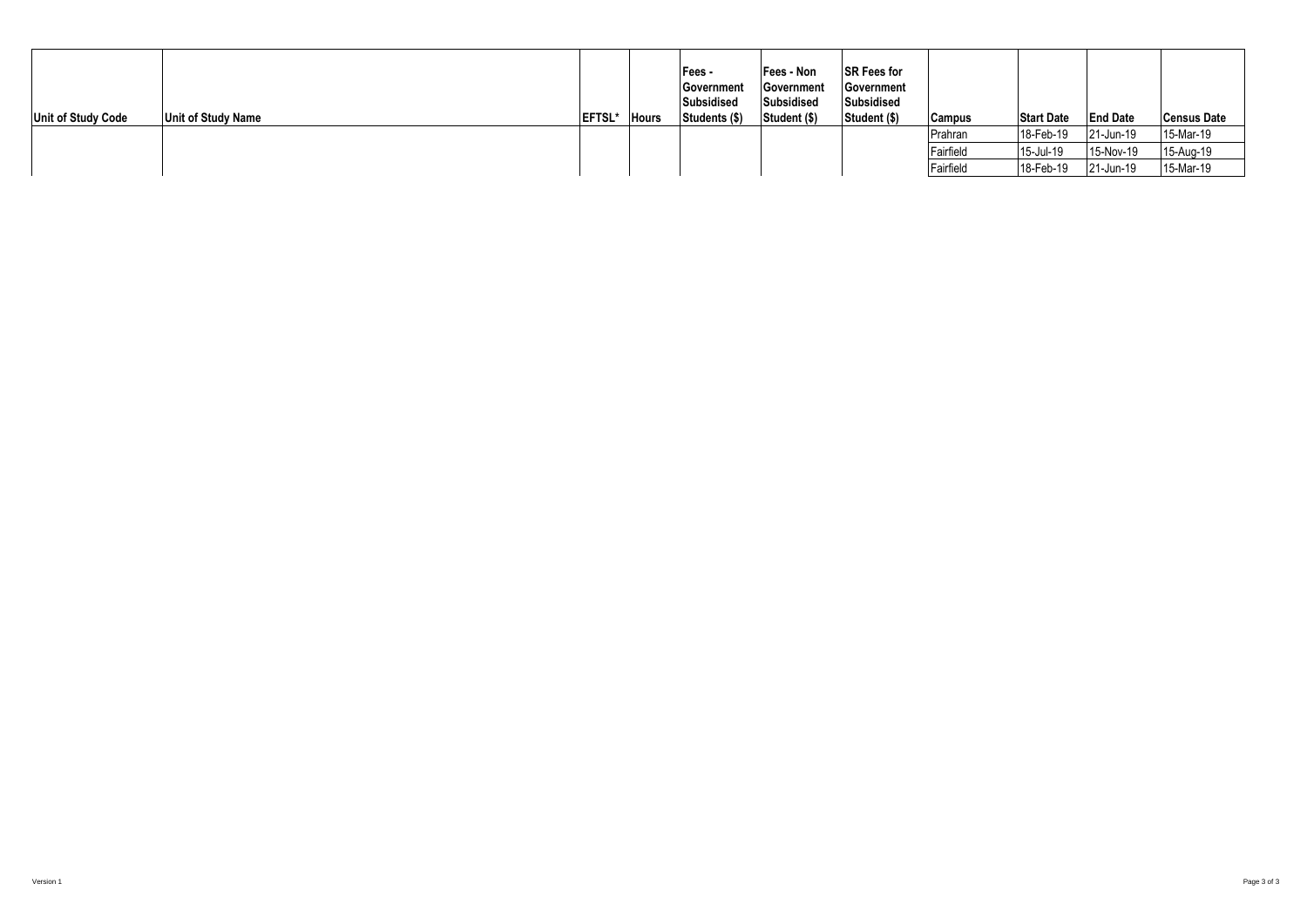| Unit of Study Code | Unit of Study Name | EFTSL* | Hours | Fees - Government Subsidised Students ($) | Fees - Non Government Subsidised Student ($) | SR Fees for Government Subsidised Student ($) | Campus | Start Date | End Date | Census Date |
|---|---|---|---|---|---|---|---|---|---|---|
| | | | | | | | Prahran | 18-Feb-19 | 21-Jun-19 | 15-Mar-19 |
| | | | | | | | Fairfield | 15-Jul-19 | 15-Nov-19 | 15-Aug-19 |
| | | | | | | | Fairfield | 18-Feb-19 | 21-Jun-19 | 15-Mar-19 |

Version 1